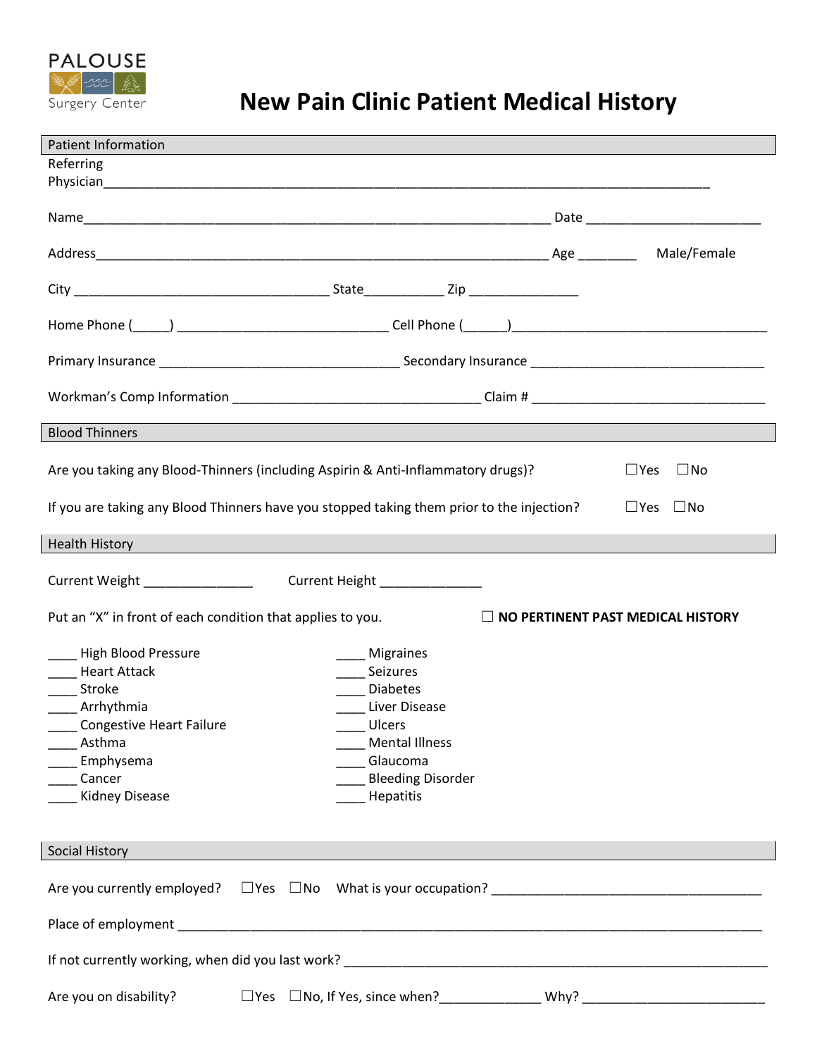PALOUSE Surgery Center

# New Pain Clinic Patient Medical History

## Patient Information

Referring Physician_____________________________________________________________________________________

Name_________________________________________________________________ Date _________________________

Address_________________________________________________________________ Age ________ Male/Female

City ____________________________________ State___________ Zip _______________

Home Phone (_____) _____________________________ Cell Phone (______)____________________________________

Primary Insurance _________________________________ Secondary Insurance _________________________________

Workman's Comp Information __________________________________ Claim # _________________________________

## Blood Thinners

Are you taking any Blood-Thinners (including Aspirin & Anti-Inflammatory drugs)? ☐Yes ☐No

If you are taking any Blood Thinners have you stopped taking them prior to the injection? ☐Yes ☐No

## Health History

Current Weight _______________ Current Height ______________

Put an "X" in front of each condition that applies to you. ☐ **NO PERTINENT PAST MEDICAL HISTORY**

____ High Blood Pressure
____ Heart Attack
____ Stroke
____ Arrhythmia
____ Congestive Heart Failure
____ Asthma
____ Emphysema
____ Cancer
____ Kidney Disease
____ Migraines
____ Seizures
____ Diabetes
____ Liver Disease
____ Ulcers
____ Mental Illness
____ Glaucoma
____ Bleeding Disorder
____ Hepatitis

## Social History

Are you currently employed? ☐Yes ☐No What is your occupation? _____________________________________

Place of employment ____________________________________________________________________________________

If not currently working, when did you last work? ______________________________________________________________

Are you on disability? ☐Yes ☐No, If Yes, since when?______________ Why? _________________________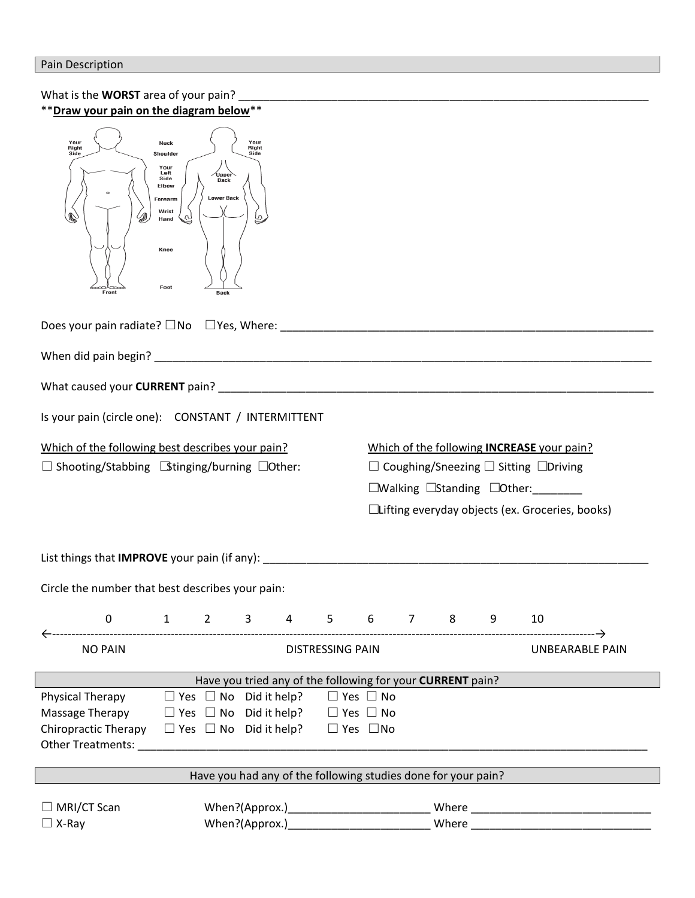## Pain Description

What is the **WORST** area of your pain? ___________________________________________________________________

**__Draw your pain on the diagram below__**

Your Right Side
Neck
Your Right Side
Shoulder
Your Left Side
Upper Back
Elbow
Forearm
Lower Back
Wrist
Hand
Knee
Foot
Front
Back

Does your pain radiate? ☐No ☐Yes, Where: ___________________________________________________________

When did pain begin? ______________________________________________________________________________

What caused your **CURRENT** pain? __________________________________________________________________

Is your pain (circle one): CONSTANT / INTERMITTENT

Which of the following best describes your pain?

☐ Shooting/Stabbing ☐Stinging/burning ☐Other:

Which of the following **INCREASE** your pain?

☐ Coughing/Sneezing ☐ Sitting ☐Driving

☐Walking ☐Standing ☐Other:________

☐Lifting everyday objects (ex. Groceries, books)

List things that **IMPROVE** your pain (if any): _____________________________________________________________

Circle the number that best describes your pain:

0 1 2 3 4 5 6 7 8 9 10

←--------------------------------------------------------------------------------------------------------→

NO PAIN DISTRESSING PAIN UNBEARABLE PAIN

### Have you tried any of the following for your **CURRENT** pain?

| | | | |
|---|---|---|---|
| Physical Therapy | ☐ Yes ☐ No | Did it help? | ☐ Yes ☐ No |
| Massage Therapy | ☐ Yes ☐ No | Did it help? | ☐ Yes ☐ No |
| Chiropractic Therapy | ☐ Yes ☐ No | Did it help? | ☐ Yes ☐No |

Other Treatments: ______________________________________________________________________________________

### Have you had any of the following studies done for your pain?

| | | |
|---|---|---|
| ☐ MRI/CT Scan | When?(Approx.)______________________ | Where ____________________________ |
| ☐ X-Ray | When?(Approx.)______________________ | Where ____________________________ |